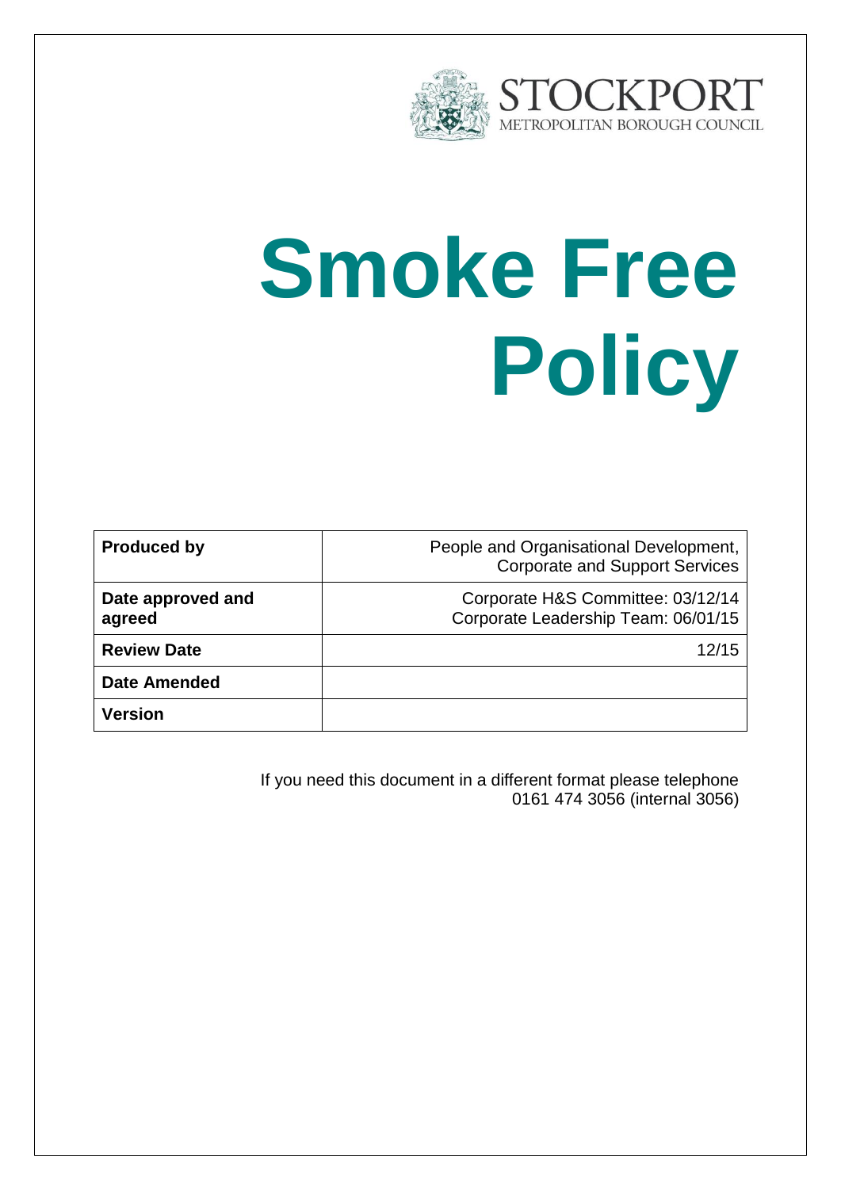STOCKPORT
METROPOLITAN BOROUGH COUNCIL

# Smoke Free Policy

| | |
|---|---|
| **Produced by** | People and Organisational Development, Corporate and Support Services |
| **Date approved and agreed** | Corporate H&S Committee: 03/12/14<br>Corporate Leadership Team: 06/01/15 |
| **Review Date** | 12/15 |
| **Date Amended** | |
| **Version** | |

If you need this document in a different format please telephone 0161 474 3056 (internal 3056)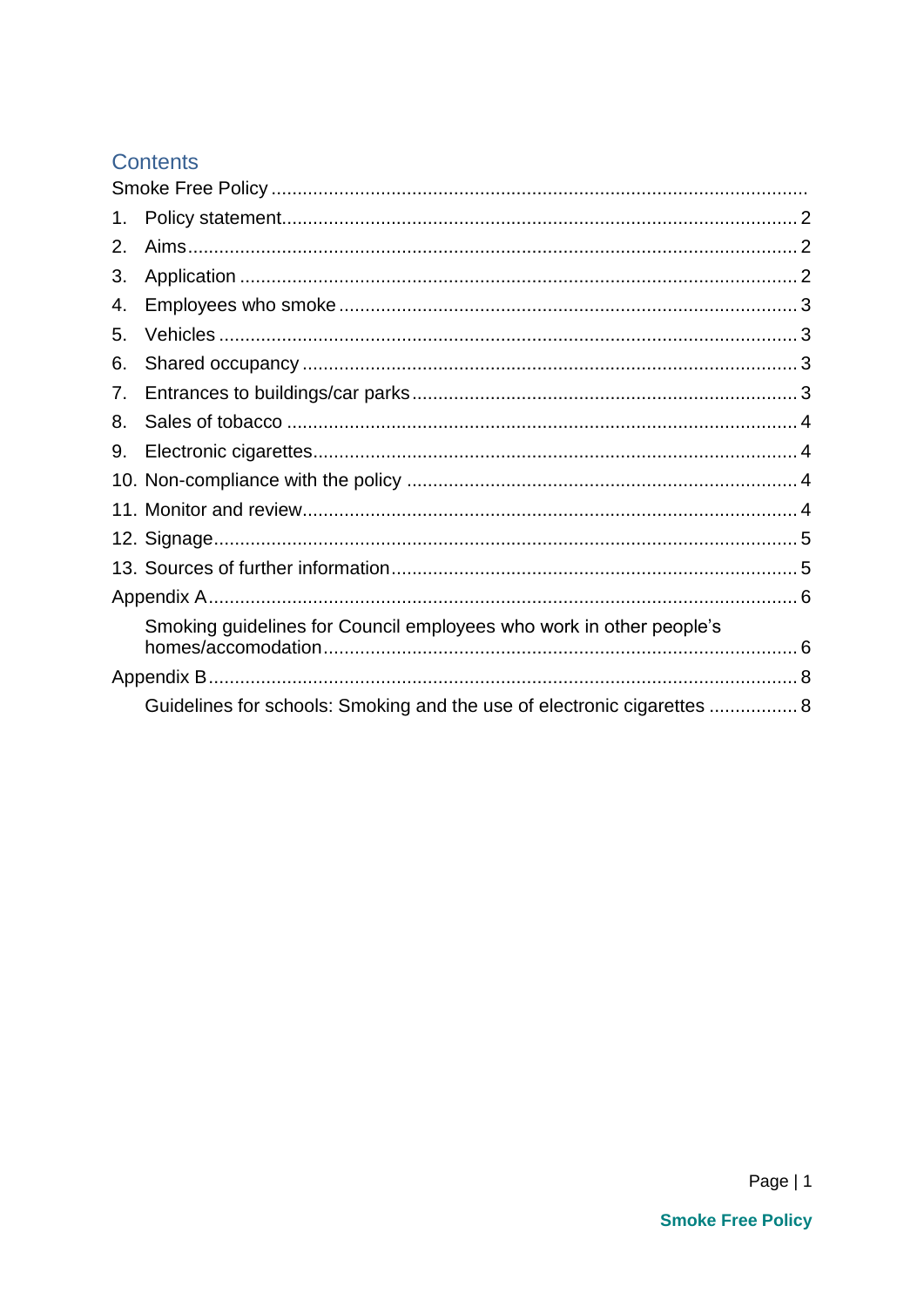## Contents

Smoke Free Policy

1. Policy statement ..... 2
2. Aims ..... 2
3. Application ..... 2
4. Employees who smoke ..... 3
5. Vehicles ..... 3
6. Shared occupancy ..... 3
7. Entrances to buildings/car parks ..... 3
8. Sales of tobacco ..... 4
9. Electronic cigarettes ..... 4
10. Non-compliance with the policy ..... 4
11. Monitor and review ..... 4
12. Signage ..... 5
13. Sources of further information ..... 5

Appendix A ..... 6

- Smoking guidelines for Council employees who work in other people's homes/accomodation ..... 6

Appendix B ..... 8

- Guidelines for schools: Smoking and the use of electronic cigarettes ..... 8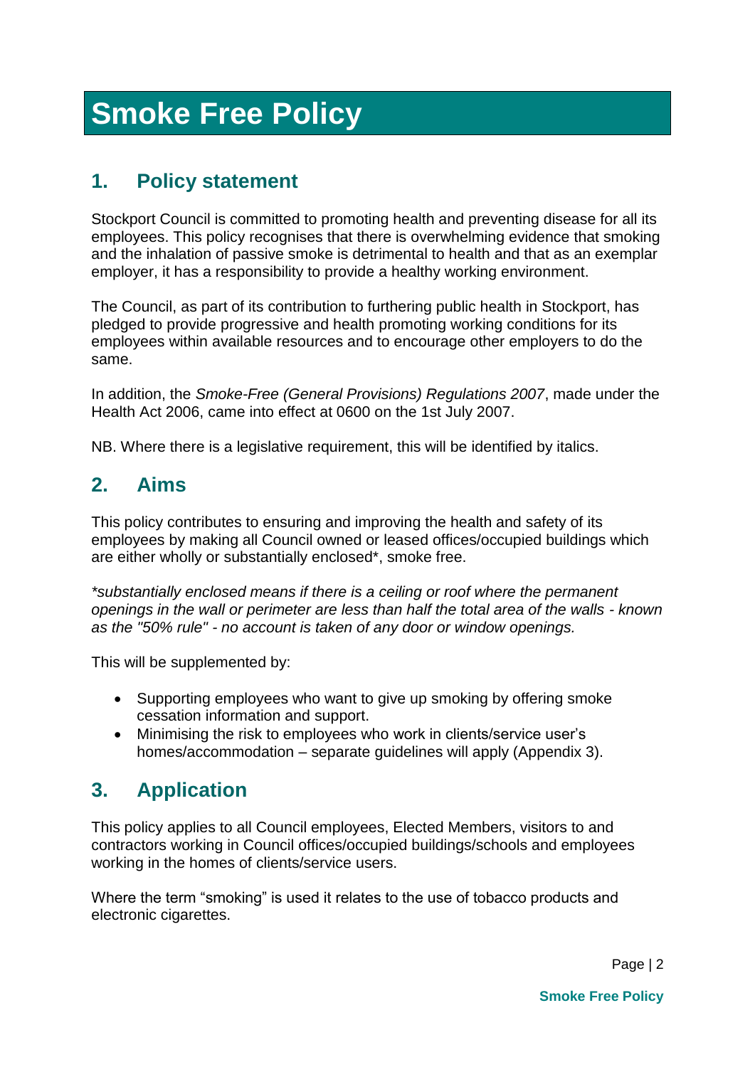# Smoke Free Policy

## 1. Policy statement

Stockport Council is committed to promoting health and preventing disease for all its employees. This policy recognises that there is overwhelming evidence that smoking and the inhalation of passive smoke is detrimental to health and that as an exemplar employer, it has a responsibility to provide a healthy working environment.

The Council, as part of its contribution to furthering public health in Stockport, has pledged to provide progressive and health promoting working conditions for its employees within available resources and to encourage other employers to do the same.

In addition, the *Smoke-Free (General Provisions) Regulations 2007*, made under the Health Act 2006, came into effect at 0600 on the 1st July 2007.

NB. Where there is a legislative requirement, this will be identified by italics.

## 2. Aims

This policy contributes to ensuring and improving the health and safety of its employees by making all Council owned or leased offices/occupied buildings which are either wholly or substantially enclosed*, smoke free.

*\*substantially enclosed means if there is a ceiling or roof where the permanent openings in the wall or perimeter are less than half the total area of the walls - known as the "50% rule" - no account is taken of any door or window openings.*

This will be supplemented by:

- Supporting employees who want to give up smoking by offering smoke cessation information and support.
- Minimising the risk to employees who work in clients/service user's homes/accommodation – separate guidelines will apply (Appendix 3).

## 3. Application

This policy applies to all Council employees, Elected Members, visitors to and contractors working in Council offices/occupied buildings/schools and employees working in the homes of clients/service users.

Where the term "smoking" is used it relates to the use of tobacco products and electronic cigarettes.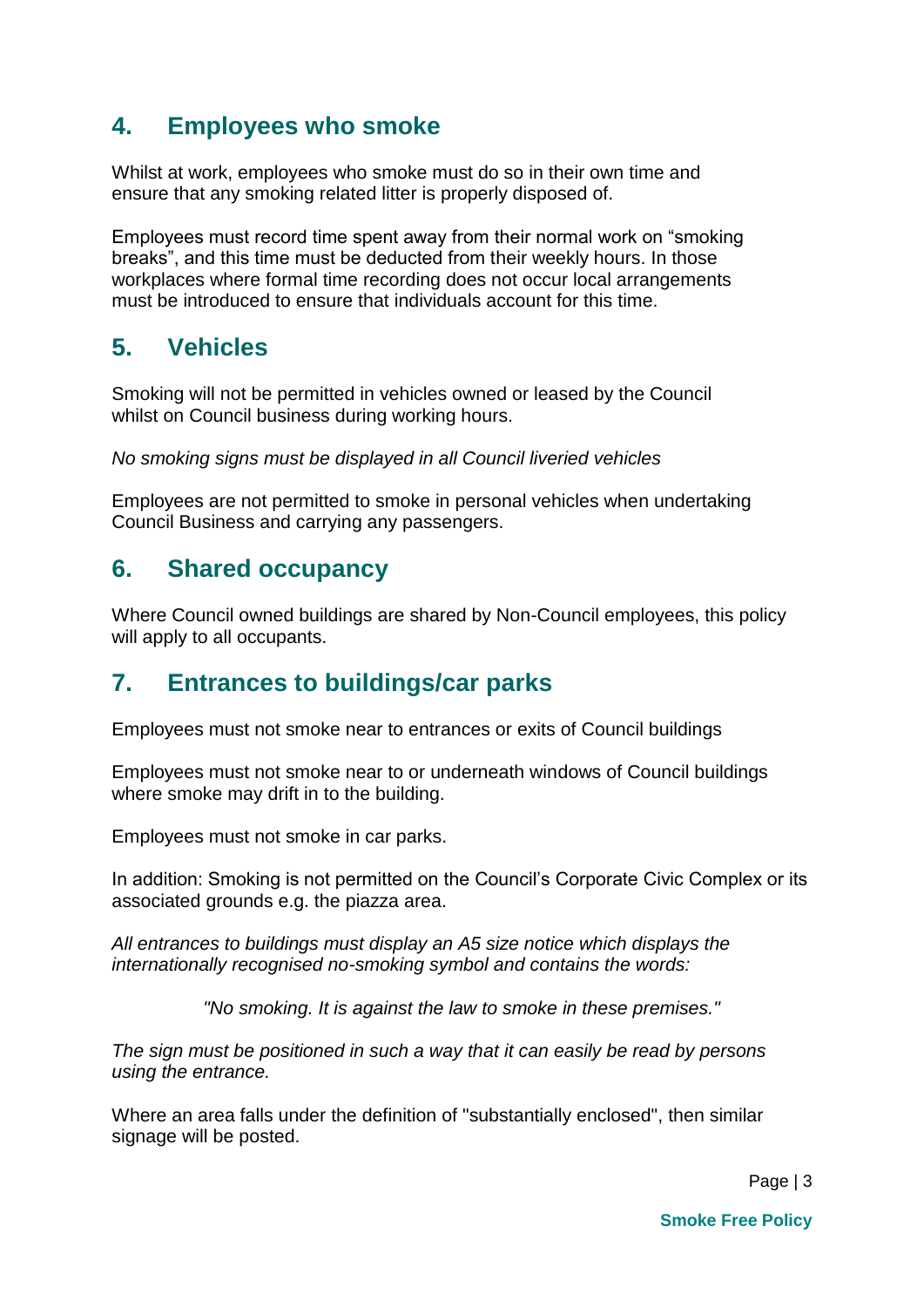## 4. Employees who smoke

Whilst at work, employees who smoke must do so in their own time and ensure that any smoking related litter is properly disposed of.

Employees must record time spent away from their normal work on “smoking breaks”, and this time must be deducted from their weekly hours. In those workplaces where formal time recording does not occur local arrangements must be introduced to ensure that individuals account for this time.

## 5. Vehicles

Smoking will not be permitted in vehicles owned or leased by the Council whilst on Council business during working hours.

*No smoking signs must be displayed in all Council liveried vehicles*

Employees are not permitted to smoke in personal vehicles when undertaking Council Business and carrying any passengers.

## 6. Shared occupancy

Where Council owned buildings are shared by Non-Council employees, this policy will apply to all occupants.

## 7. Entrances to buildings/car parks

Employees must not smoke near to entrances or exits of Council buildings

Employees must not smoke near to or underneath windows of Council buildings where smoke may drift in to the building.

Employees must not smoke in car parks.

In addition: Smoking is not permitted on the Council’s Corporate Civic Complex or its associated grounds e.g. the piazza area.

*All entrances to buildings must display an A5 size notice which displays the internationally recognised no-smoking symbol and contains the words:*

*"No smoking. It is against the law to smoke in these premises."*

*The sign must be positioned in such a way that it can easily be read by persons using the entrance.*

Where an area falls under the definition of "substantially enclosed", then similar signage will be posted.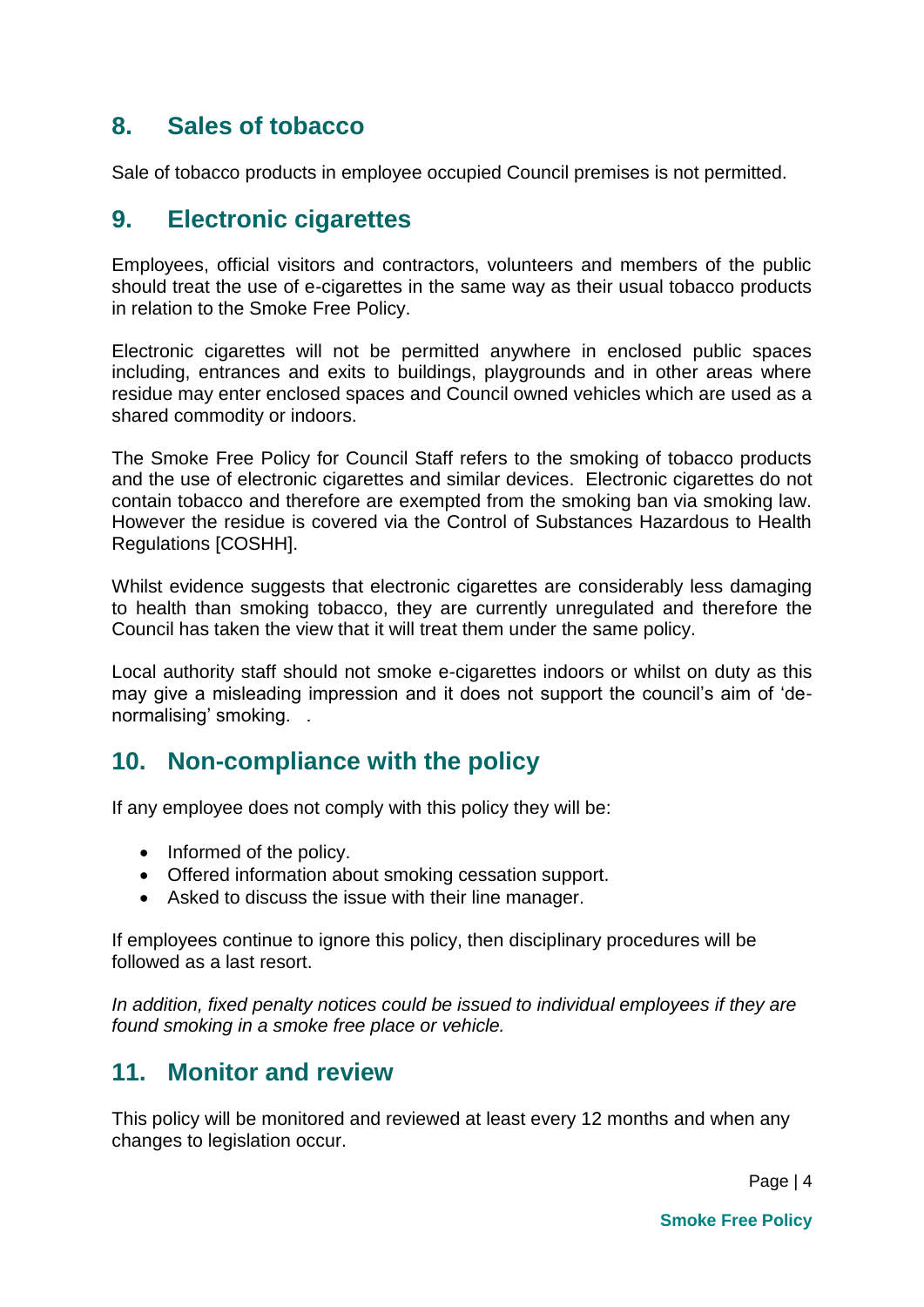## 8. Sales of tobacco

Sale of tobacco products in employee occupied Council premises is not permitted.

## 9. Electronic cigarettes

Employees, official visitors and contractors, volunteers and members of the public should treat the use of e-cigarettes in the same way as their usual tobacco products in relation to the Smoke Free Policy.

Electronic cigarettes will not be permitted anywhere in enclosed public spaces including, entrances and exits to buildings, playgrounds and in other areas where residue may enter enclosed spaces and Council owned vehicles which are used as a shared commodity or indoors.

The Smoke Free Policy for Council Staff refers to the smoking of tobacco products and the use of electronic cigarettes and similar devices. Electronic cigarettes do not contain tobacco and therefore are exempted from the smoking ban via smoking law. However the residue is covered via the Control of Substances Hazardous to Health Regulations [COSHH].

Whilst evidence suggests that electronic cigarettes are considerably less damaging to health than smoking tobacco, they are currently unregulated and therefore the Council has taken the view that it will treat them under the same policy.

Local authority staff should not smoke e-cigarettes indoors or whilst on duty as this may give a misleading impression and it does not support the council's aim of 'de-normalising' smoking. .

## 10. Non-compliance with the policy

If any employee does not comply with this policy they will be:

- Informed of the policy.
- Offered information about smoking cessation support.
- Asked to discuss the issue with their line manager.

If employees continue to ignore this policy, then disciplinary procedures will be followed as a last resort.

*In addition, fixed penalty notices could be issued to individual employees if they are found smoking in a smoke free place or vehicle.*

## 11. Monitor and review

This policy will be monitored and reviewed at least every 12 months and when any changes to legislation occur.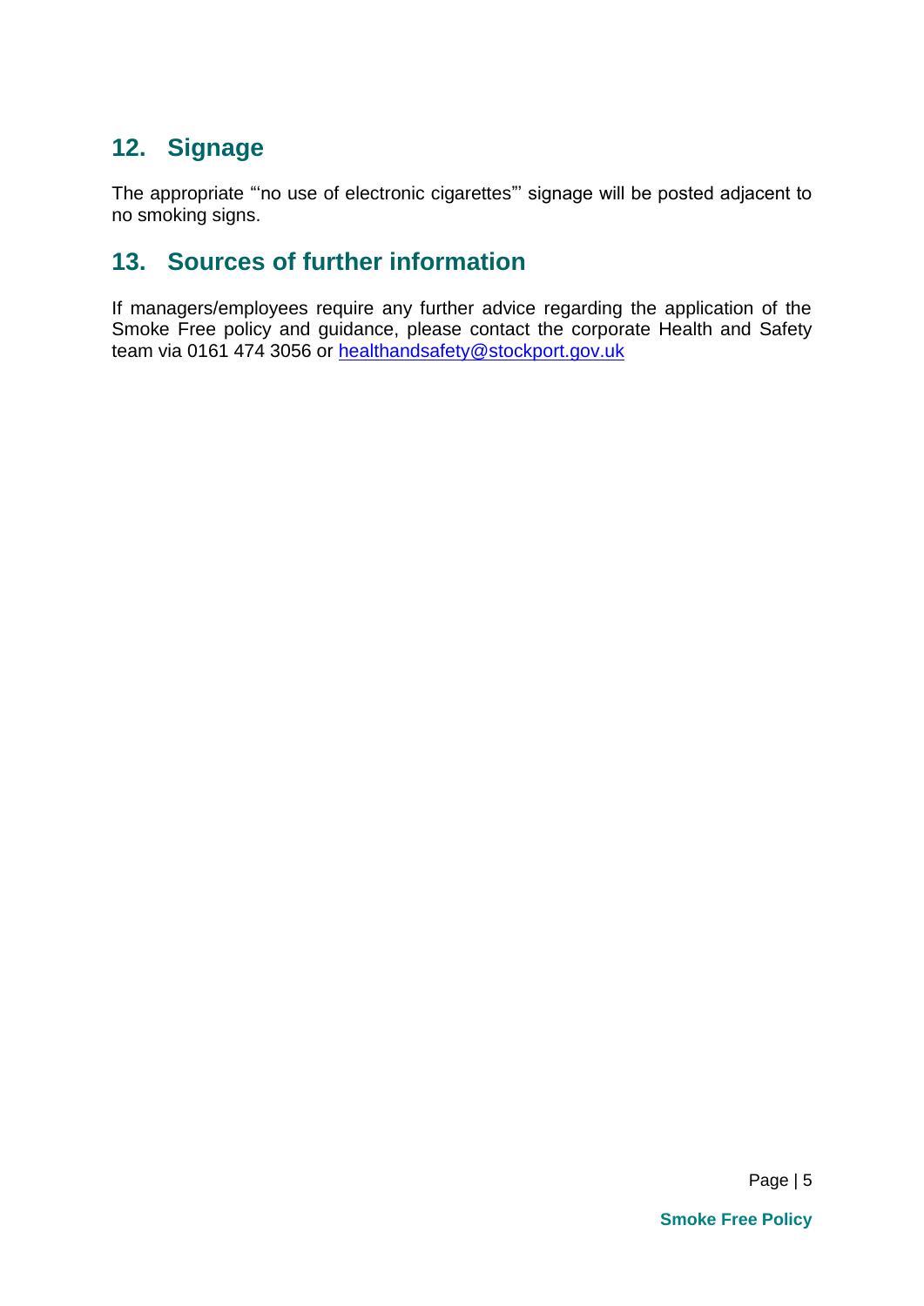## 12. Signage

The appropriate "'no use of electronic cigarettes"' signage will be posted adjacent to no smoking signs.

## 13. Sources of further information

If managers/employees require any further advice regarding the application of the Smoke Free policy and guidance, please contact the corporate Health and Safety team via 0161 474 3056 or [healthandsafety@stockport.gov.uk](mailto:healthandsafety@stockport.gov.uk)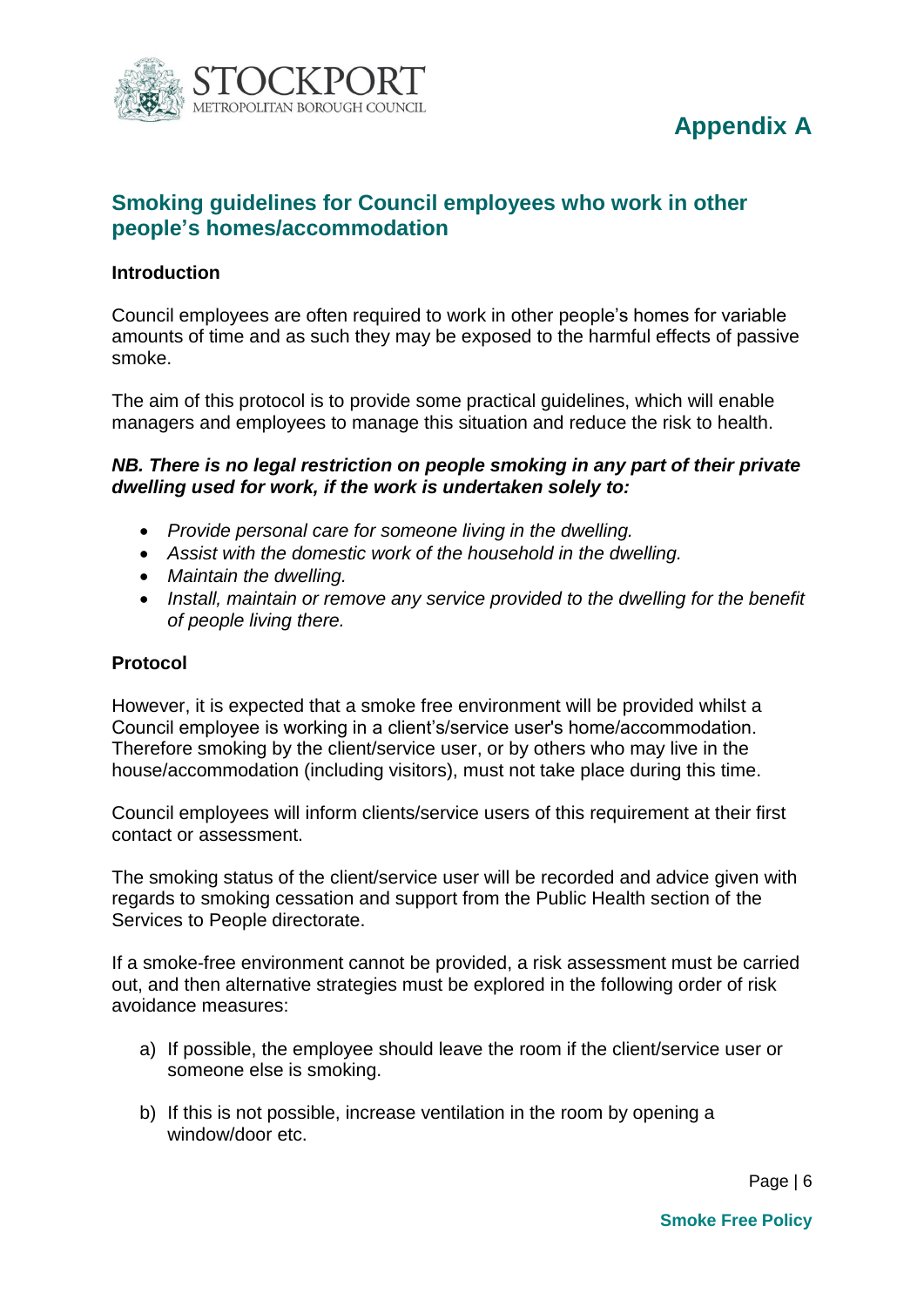# Appendix A

## Smoking guidelines for Council employees who work in other people's homes/accommodation

**Introduction**

Council employees are often required to work in other people's homes for variable amounts of time and as such they may be exposed to the harmful effects of passive smoke.

The aim of this protocol is to provide some practical guidelines, which will enable managers and employees to manage this situation and reduce the risk to health.

***NB. There is no legal restriction on people smoking in any part of their private dwelling used for work, if the work is undertaken solely to:***

- *Provide personal care for someone living in the dwelling.*
- *Assist with the domestic work of the household in the dwelling.*
- *Maintain the dwelling.*
- *Install, maintain or remove any service provided to the dwelling for the benefit of people living there.*

**Protocol**

However, it is expected that a smoke free environment will be provided whilst a Council employee is working in a client's/service user's home/accommodation. Therefore smoking by the client/service user, or by others who may live in the house/accommodation (including visitors), must not take place during this time.

Council employees will inform clients/service users of this requirement at their first contact or assessment.

The smoking status of the client/service user will be recorded and advice given with regards to smoking cessation and support from the Public Health section of the Services to People directorate.

If a smoke-free environment cannot be provided, a risk assessment must be carried out, and then alternative strategies must be explored in the following order of risk avoidance measures:

a) If possible, the employee should leave the room if the client/service user or someone else is smoking.

b) If this is not possible, increase ventilation in the room by opening a window/door etc.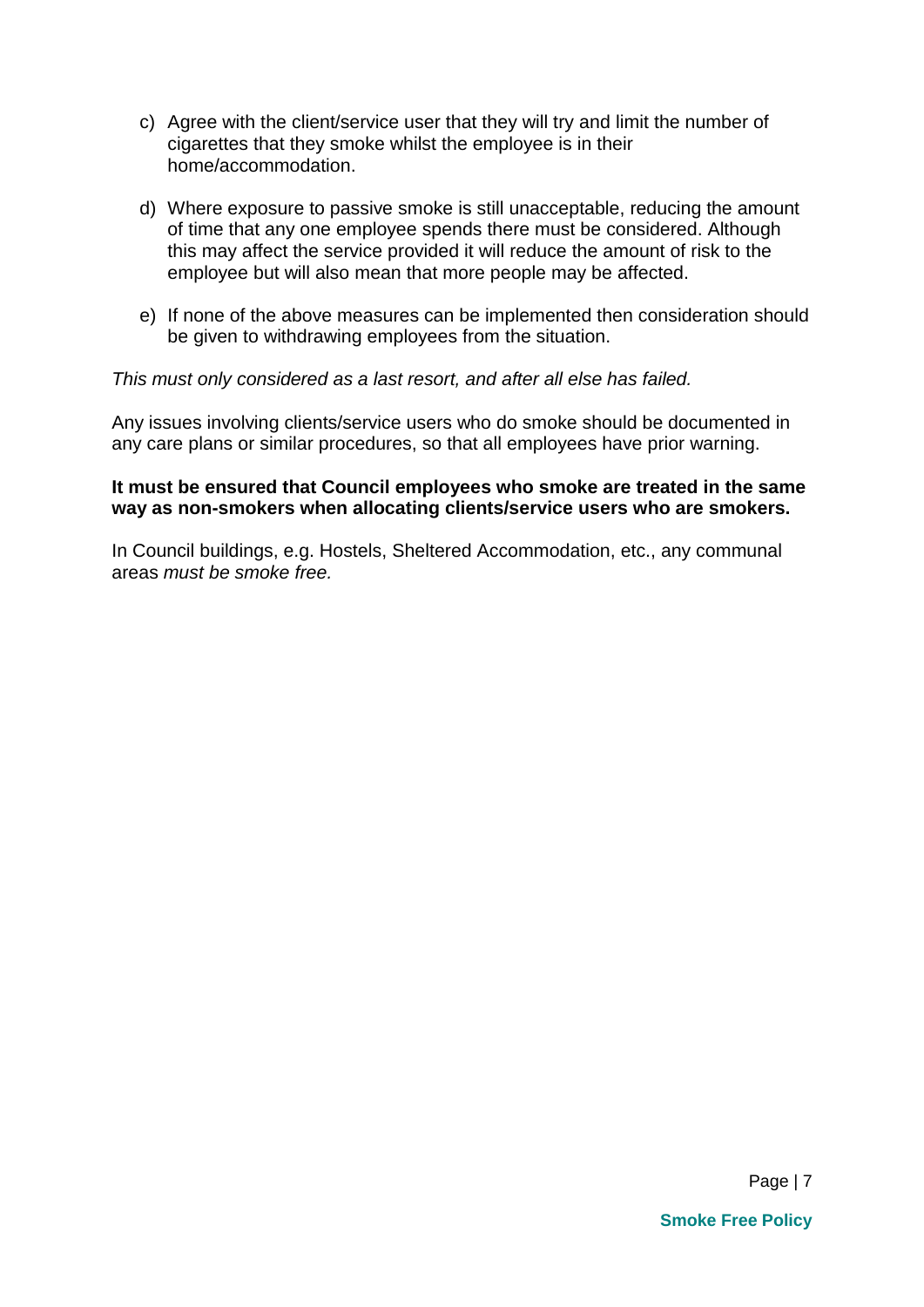c) Agree with the client/service user that they will try and limit the number of cigarettes that they smoke whilst the employee is in their home/accommodation.

d) Where exposure to passive smoke is still unacceptable, reducing the amount of time that any one employee spends there must be considered. Although this may affect the service provided it will reduce the amount of risk to the employee but will also mean that more people may be affected.

e) If none of the above measures can be implemented then consideration should be given to withdrawing employees from the situation.

*This must only considered as a last resort, and after all else has failed.*

Any issues involving clients/service users who do smoke should be documented in any care plans or similar procedures, so that all employees have prior warning.

**It must be ensured that Council employees who smoke are treated in the same way as non-smokers when allocating clients/service users who are smokers.**

In Council buildings, e.g. Hostels, Sheltered Accommodation, etc., any communal areas *must be smoke free.*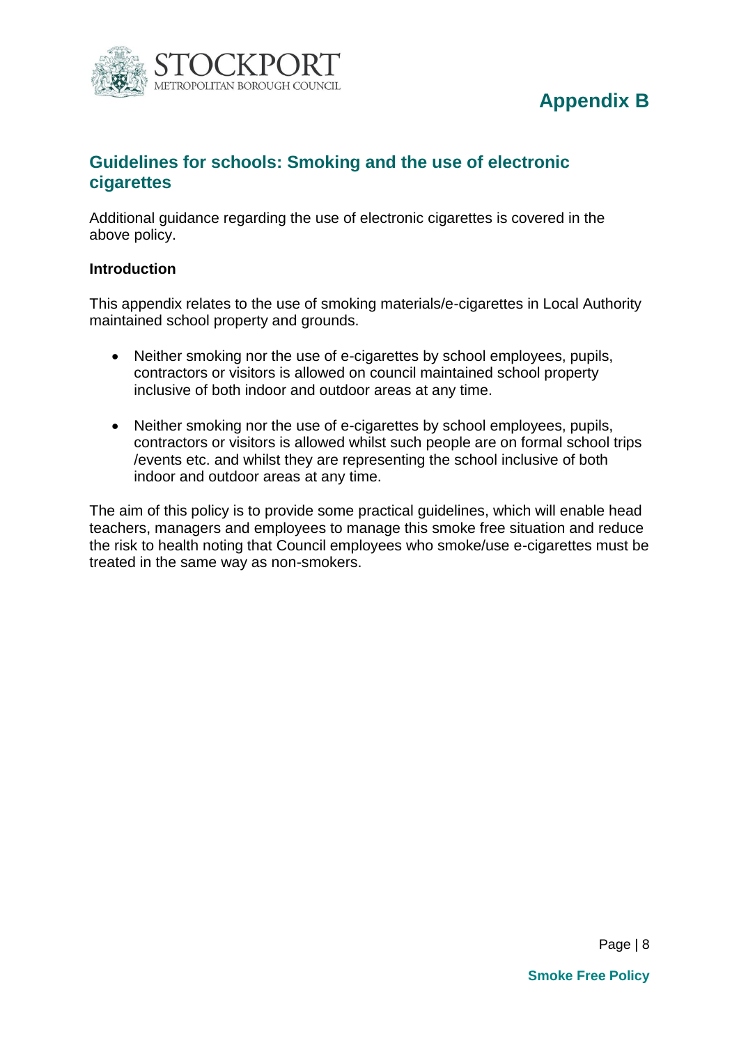# Appendix B

## Guidelines for schools: Smoking and the use of electronic cigarettes

Additional guidance regarding the use of electronic cigarettes is covered in the above policy.

**Introduction**

This appendix relates to the use of smoking materials/e-cigarettes in Local Authority maintained school property and grounds.

- Neither smoking nor the use of e-cigarettes by school employees, pupils, contractors or visitors is allowed on council maintained school property inclusive of both indoor and outdoor areas at any time.
- Neither smoking nor the use of e-cigarettes by school employees, pupils, contractors or visitors is allowed whilst such people are on formal school trips /events etc. and whilst they are representing the school inclusive of both indoor and outdoor areas at any time.

The aim of this policy is to provide some practical guidelines, which will enable head teachers, managers and employees to manage this smoke free situation and reduce the risk to health noting that Council employees who smoke/use e-cigarettes must be treated in the same way as non-smokers.